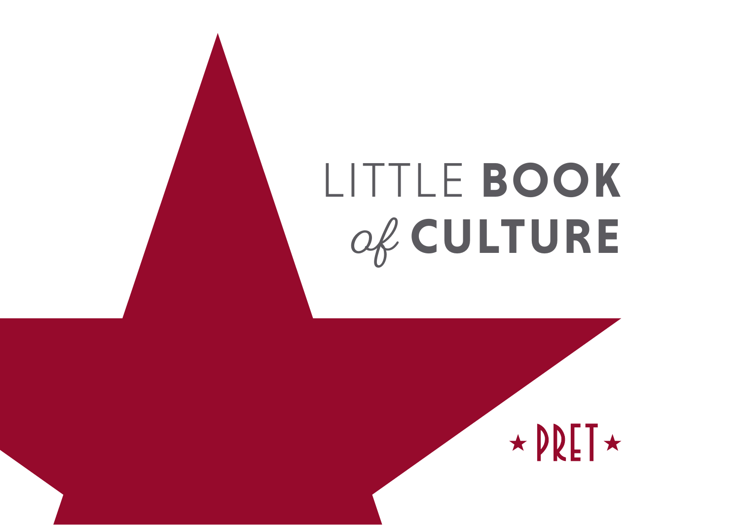# LITTLE **BOOK** *of* **CULTURE**

★PRET★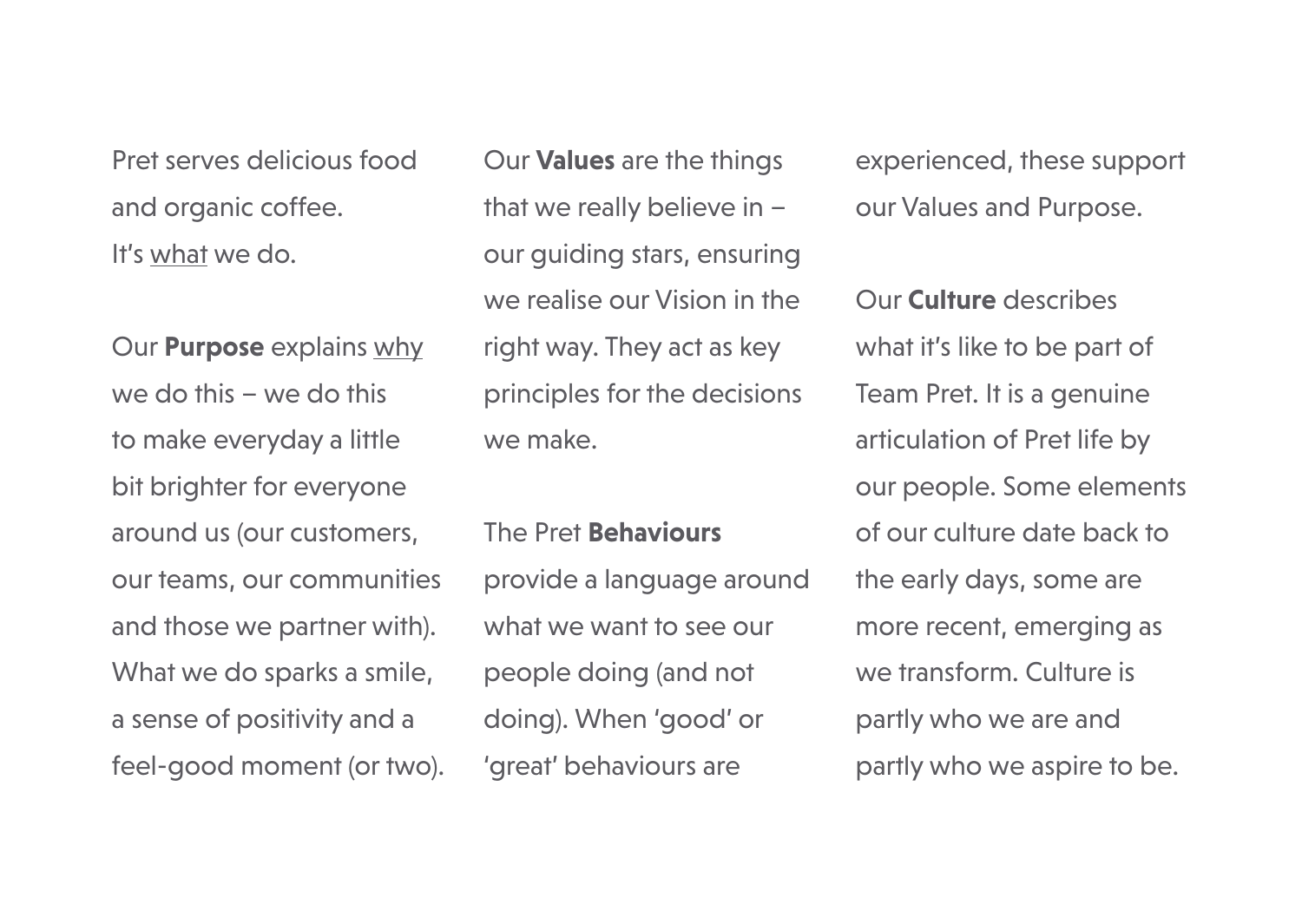Pret serves delicious food and organic coffee.
It's what we do.

Our **Purpose** explains why we do this – we do this to make everyday a little bit brighter for everyone around us (our customers, our teams, our communities and those we partner with). What we do sparks a smile, a sense of positivity and a feel-good moment (or two).

Our **Values** are the things that we really believe in – our guiding stars, ensuring we realise our Vision in the right way. They act as key principles for the decisions we make.

The Pret **Behaviours** provide a language around what we want to see our people doing (and not doing). When 'good' or 'great' behaviours are experienced, these support our Values and Purpose.

Our **Culture** describes what it's like to be part of Team Pret. It is a genuine articulation of Pret life by our people. Some elements of our culture date back to the early days, some are more recent, emerging as we transform. Culture is partly who we are and partly who we aspire to be.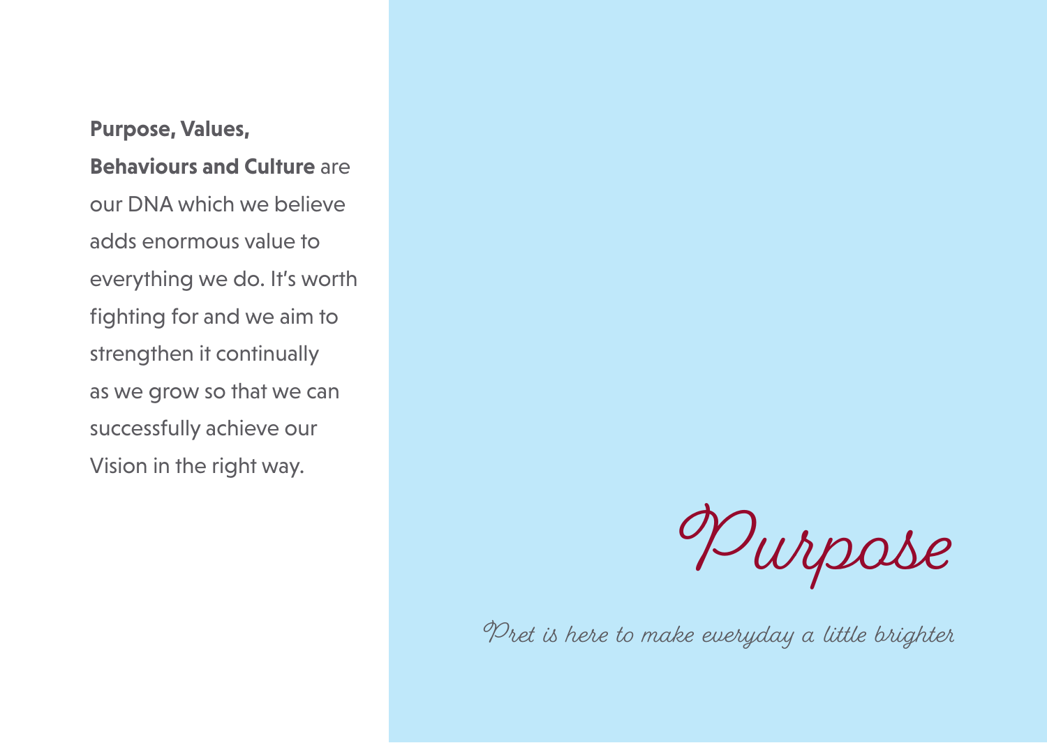**Purpose, Values, Behaviours and Culture** are our DNA which we believe adds enormous value to everything we do. It's worth fighting for and we aim to strengthen it continually as we grow so that we can successfully achieve our Vision in the right way.

# Purpose

*Pret is here to make everyday a little brighter*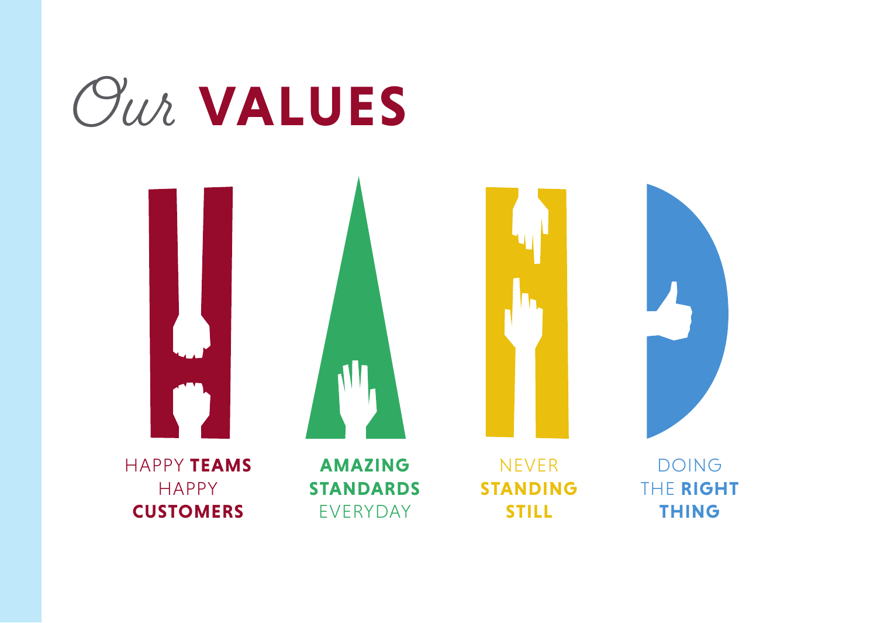# Our **VALUES**

HAPPY **TEAMS** HAPPY **CUSTOMERS**

**AMAZING STANDARDS** EVERYDAY

NEVER **STANDING STILL**

DOING THE **RIGHT THING**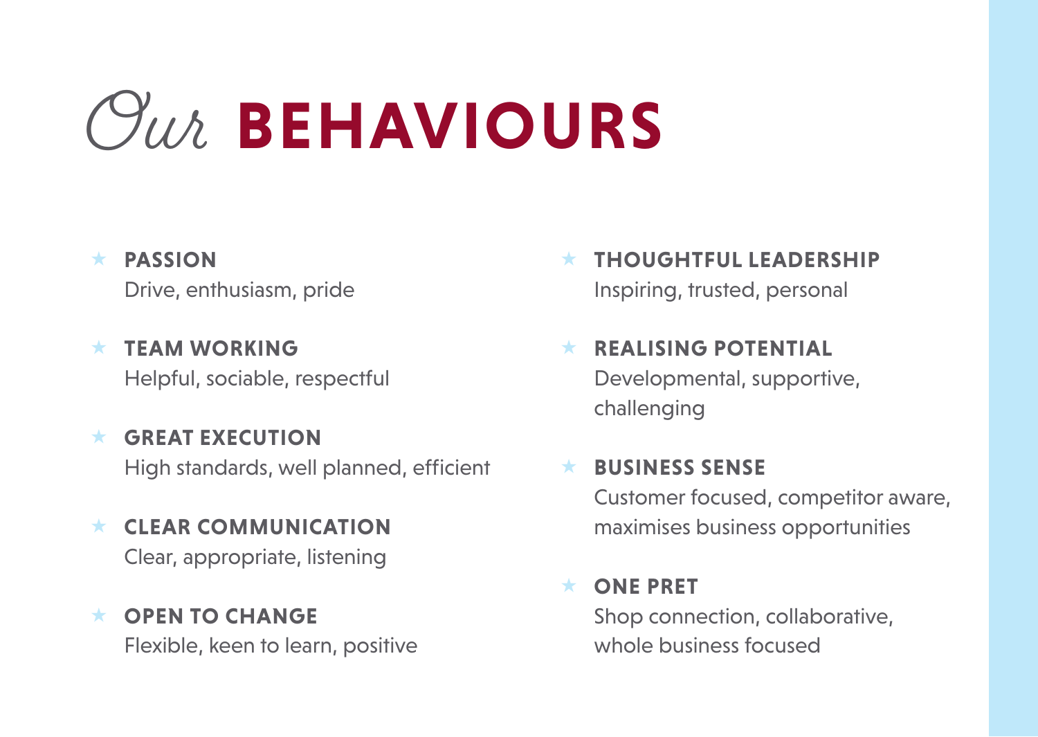# *Our* **BEHAVIOURS**

- **PASSION**
  Drive, enthusiasm, pride

- **TEAM WORKING**
  Helpful, sociable, respectful

- **GREAT EXECUTION**
  High standards, well planned, efficient

- **CLEAR COMMUNICATION**
  Clear, appropriate, listening

- **OPEN TO CHANGE**
  Flexible, keen to learn, positive

- **THOUGHTFUL LEADERSHIP**
  Inspiring, trusted, personal

- **REALISING POTENTIAL**
  Developmental, supportive, challenging

- **BUSINESS SENSE**
  Customer focused, competitor aware, maximises business opportunities

- **ONE PRET**
  Shop connection, collaborative, whole business focused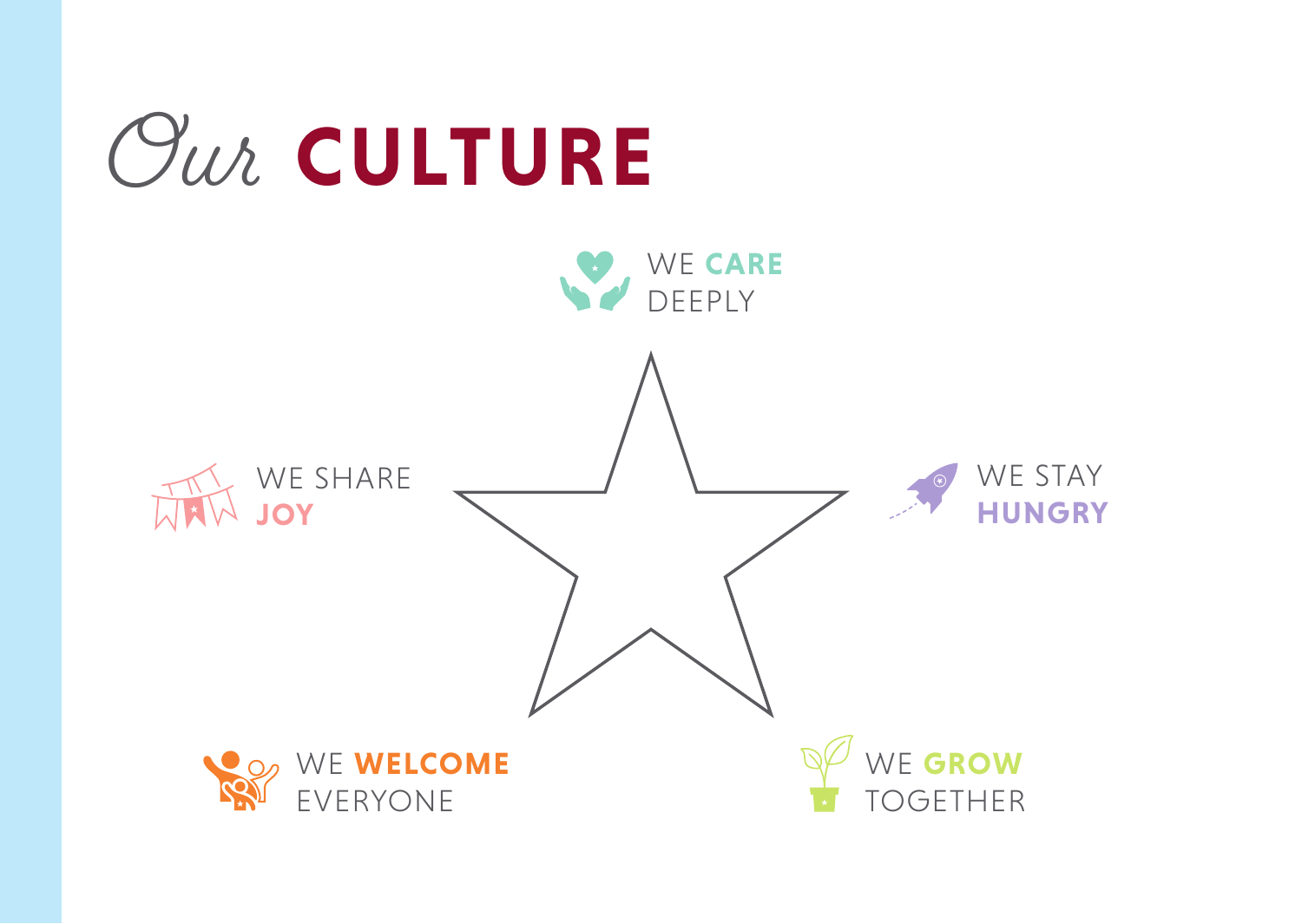# Our **CULTURE**

- WE **CARE** DEEPLY
- WE STAY **HUNGRY**
- WE **GROW** TOGETHER
- WE **WELCOME** EVERYONE
- WE SHARE **JOY**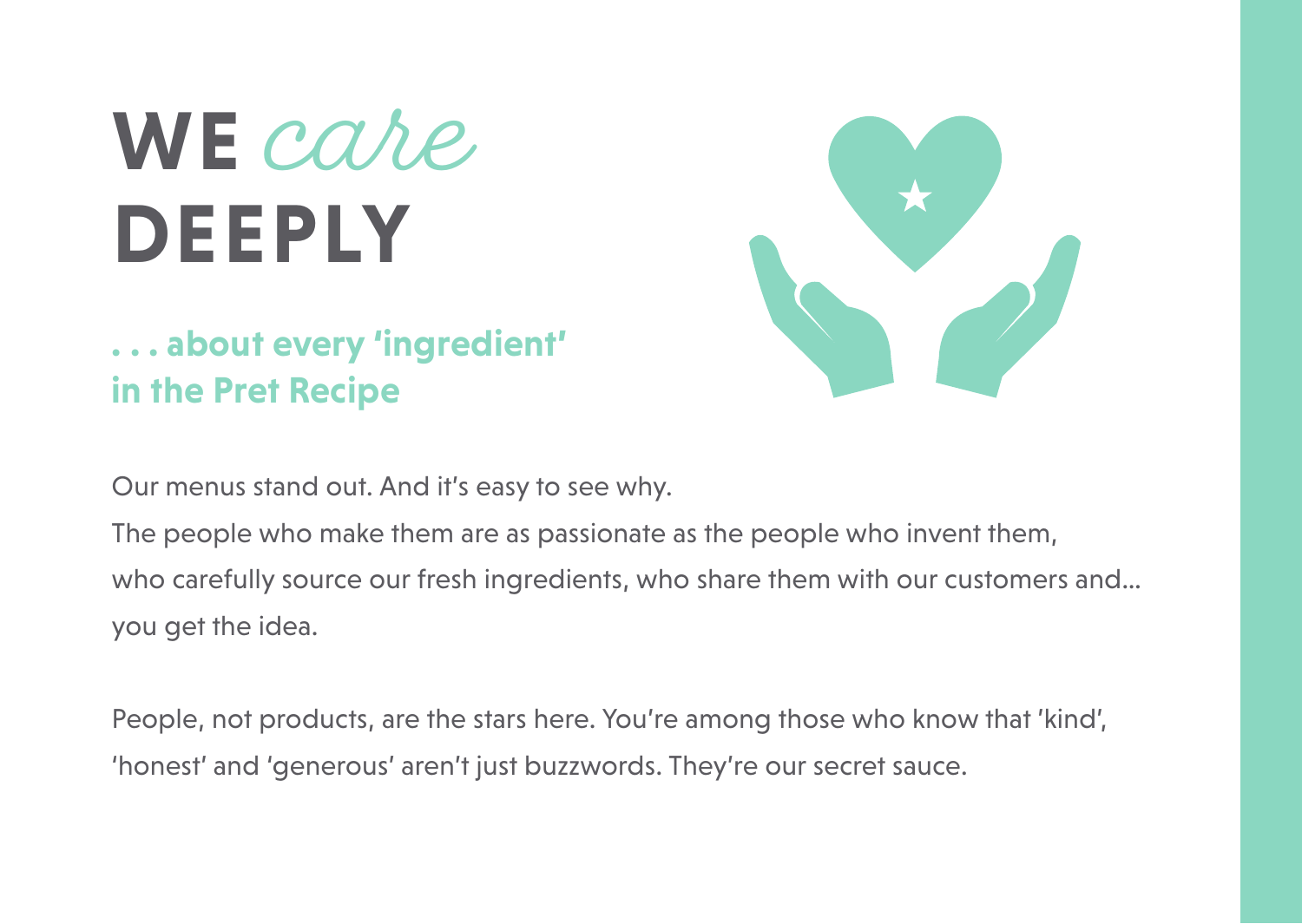# WE *care* DEEPLY

## . . . about every 'ingredient' in the Pret Recipe

Our menus stand out. And it's easy to see why.

The people who make them are as passionate as the people who invent them, who carefully source our fresh ingredients, who share them with our customers and... you get the idea.

People, not products, are the stars here. You're among those who know that 'kind', 'honest' and 'generous' aren't just buzzwords. They're our secret sauce.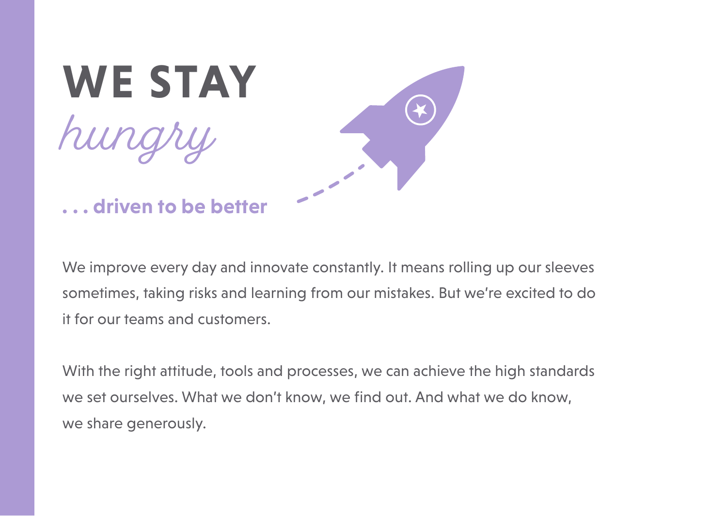# WE STAY *hungry*

**. . . driven to be better**

We improve every day and innovate constantly. It means rolling up our sleeves sometimes, taking risks and learning from our mistakes. But we're excited to do it for our teams and customers.

With the right attitude, tools and processes, we can achieve the high standards we set ourselves. What we don't know, we find out. And what we do know, we share generously.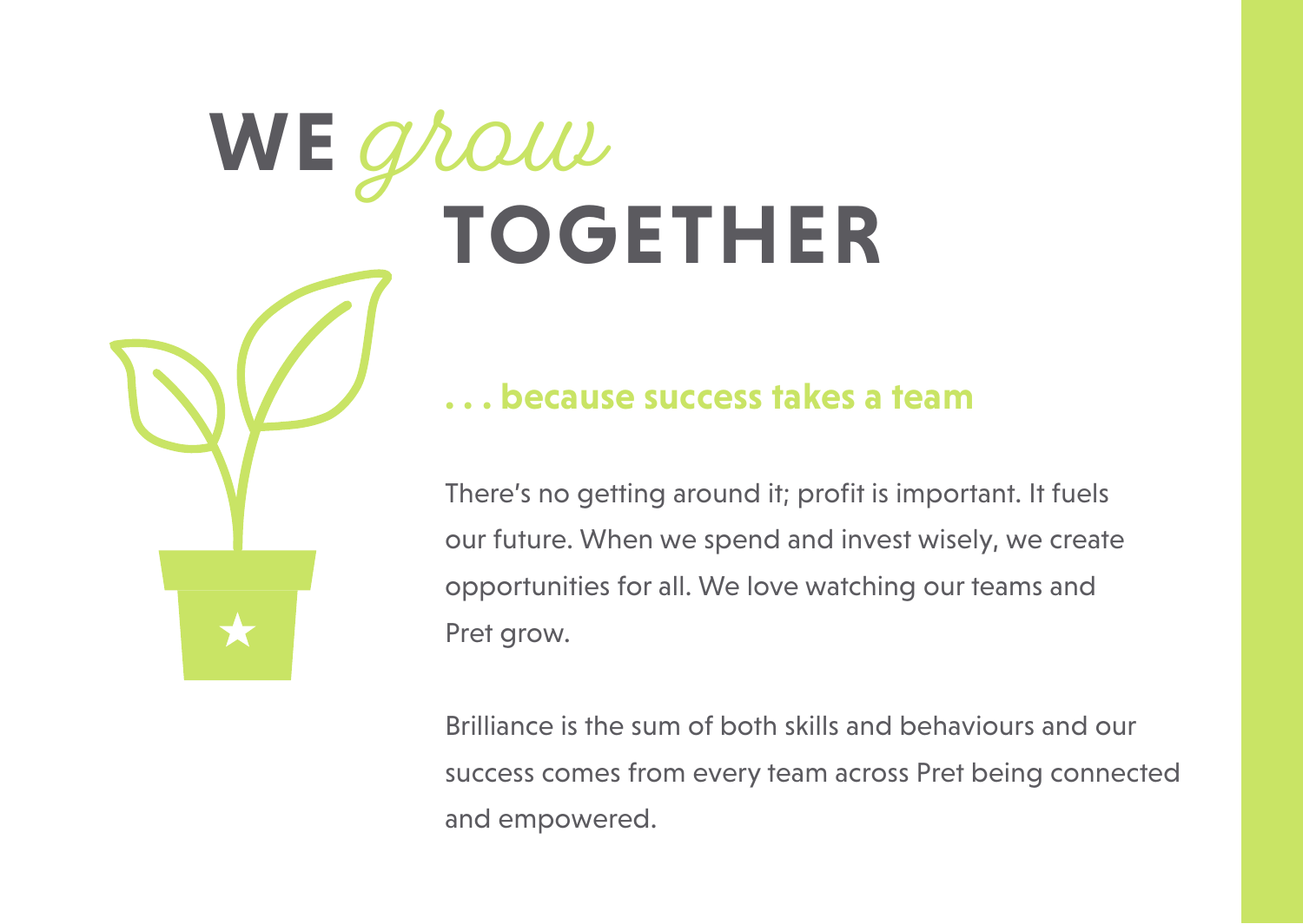# WE *grow* TOGETHER

### . . . because success takes a team

There's no getting around it; profit is important. It fuels our future. When we spend and invest wisely, we create opportunities for all. We love watching our teams and Pret grow.

Brilliance is the sum of both skills and behaviours and our success comes from every team across Pret being connected and empowered.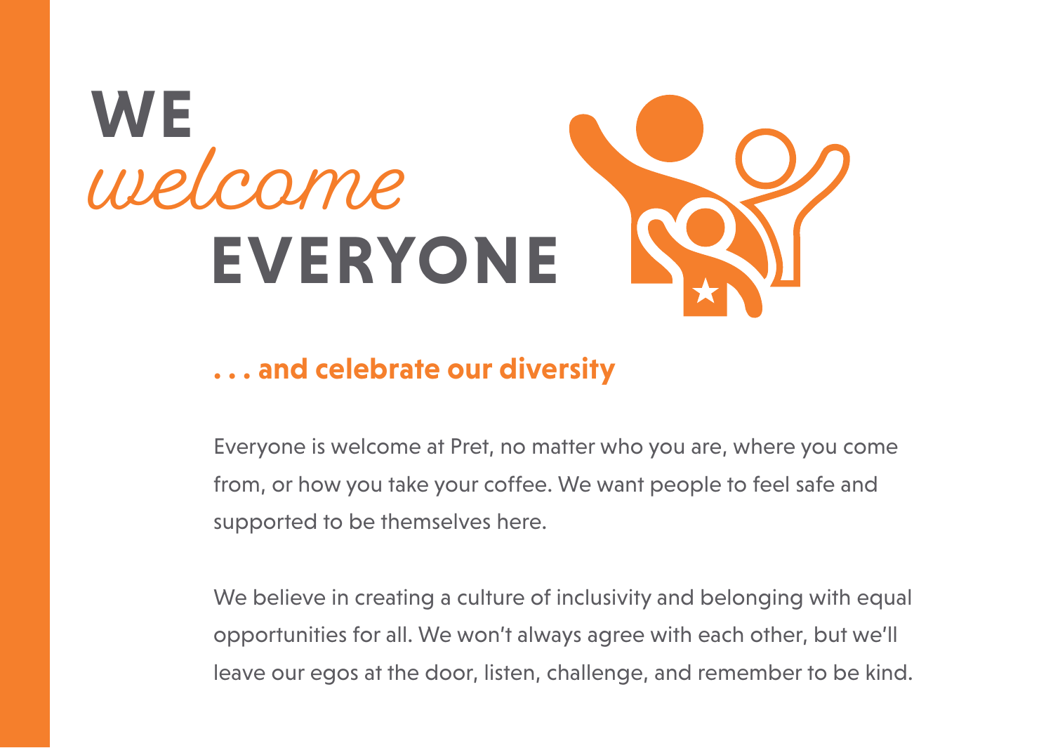# WE *welcome* EVERYONE

## . . . and celebrate our diversity

Everyone is welcome at Pret, no matter who you are, where you come from, or how you take your coffee. We want people to feel safe and supported to be themselves here.

We believe in creating a culture of inclusivity and belonging with equal opportunities for all. We won't always agree with each other, but we'll leave our egos at the door, listen, challenge, and remember to be kind.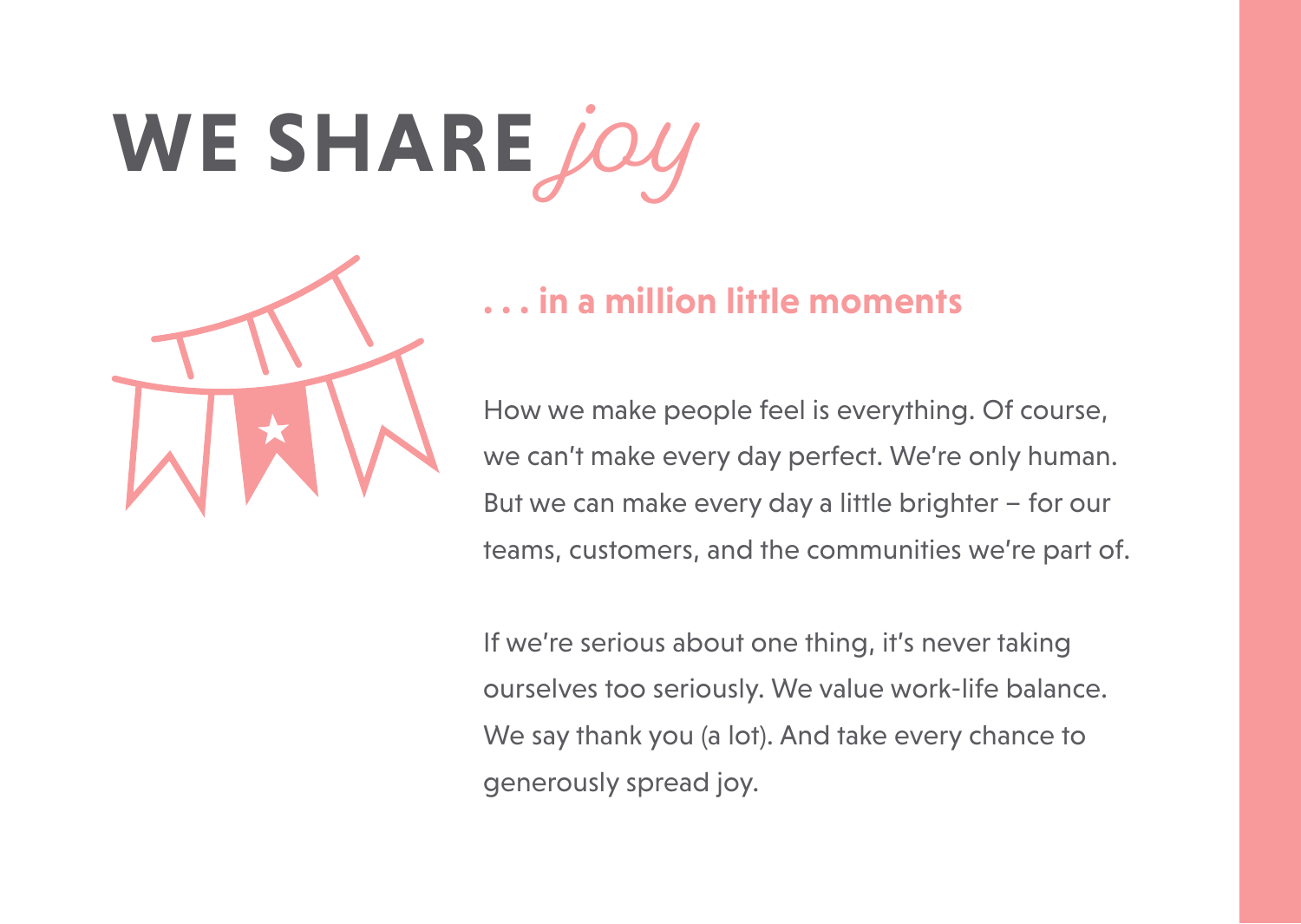# WE SHARE *joy*

## . . . in a million little moments

How we make people feel is everything. Of course, we can't make every day perfect. We're only human. But we can make every day a little brighter – for our teams, customers, and the communities we're part of.

If we're serious about one thing, it's never taking ourselves too seriously. We value work-life balance. We say thank you (a lot). And take every chance to generously spread joy.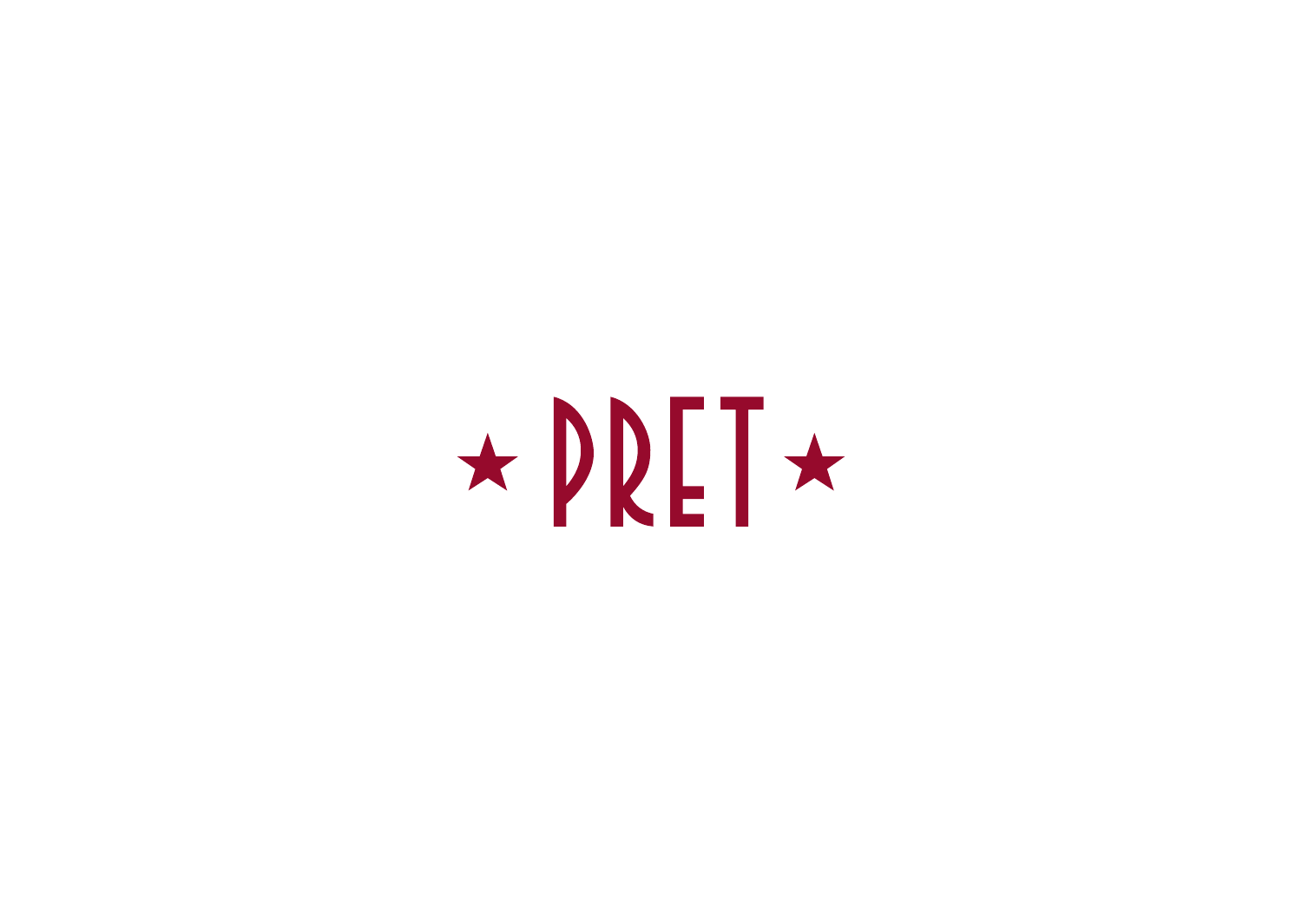★ PRET ★